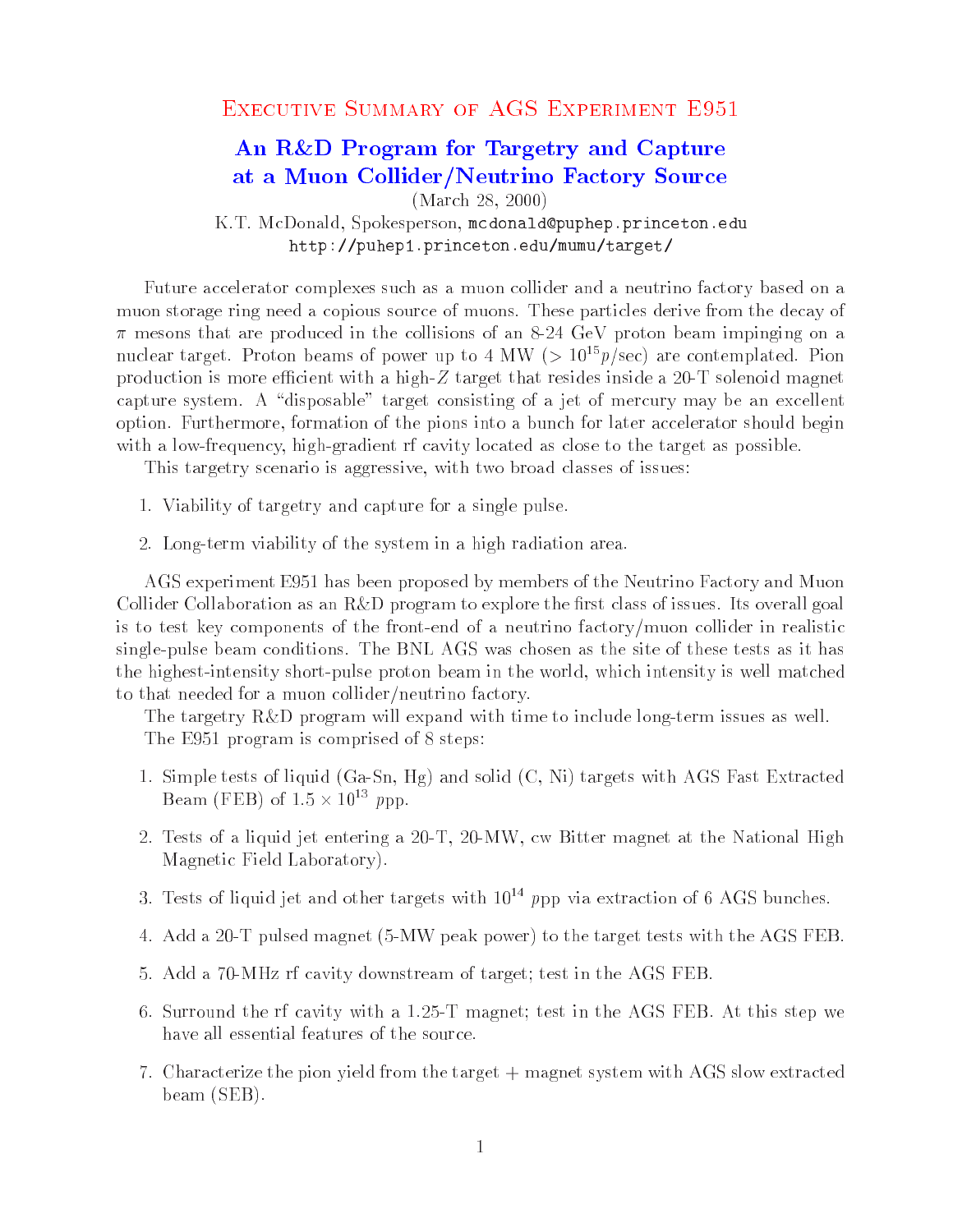# Executive Summary of AGS Experiment E951

## An R&D Program for Targetry and Capture at a Muon Collider/Neutrino Factory Source

(March 28, 2000)

K.T. McDonald, Spokesperson, mcdonald@puphep.princeton.edu

http://puhep1.princeton.edu/mumu/target/

Future accelerator complexes such as a muon collider and a neutrino factory based on a muon storage ring need a copious source of muons. These particles derive from the decay of $\pi$ mesons that are produced in the collisions of an 8-24 GeV proton beam impinging on a nuclear target. Proton beams of power up to 4 MW ($> 10^{15} p$/sec) are contemplated. Pion production is more efficient with a high-$Z$ target that resides inside a 20-T solenoid magnet capture system. A "disposable" target consisting of a jet of mercury may be an excellent option. Furthermore, formation of the pions into a bunch for later accelerator should begin with a low-frequency, high-gradient rf cavity located as close to the target as possible.

This targetry scenario is aggressive, with two broad classes of issues:

1. Viability of targetry and capture for a single pulse.
2. Long-term viability of the system in a high radiation area.

AGS experiment E951 has been proposed by members of the Neutrino Factory and Muon Collider Collaboration as an R&D program to explore the first class of issues. Its overall goal is to test key components of the front-end of a neutrino factory/muon collider in realistic single-pulse beam conditions. The BNL AGS was chosen as the site of these tests as it has the highest-intensity short-pulse proton beam in the world, which intensity is well matched to that needed for a muon collider/neutrino factory.

The targetry R&D program will expand with time to include long-term issues as well.

The E951 program is comprised of 8 steps:

1. Simple tests of liquid (Ga-Sn, Hg) and solid (C, Ni) targets with AGS Fast Extracted Beam (FEB) of $1.5 \times 10^{13}$ $ppp$.
2. Tests of a liquid jet entering a 20-T, 20-MW, cw Bitter magnet at the National High Magnetic Field Laboratory).
3. Tests of liquid jet and other targets with $10^{14}$ $ppp$ via extraction of 6 AGS bunches.
4. Add a 20-T pulsed magnet (5-MW peak power) to the target tests with the AGS FEB.
5. Add a 70-MHz rf cavity downstream of target; test in the AGS FEB.
6. Surround the rf cavity with a 1.25-T magnet; test in the AGS FEB. At this step we have all essential features of the source.
7. Characterize the pion yield from the target + magnet system with AGS slow extracted beam (SEB).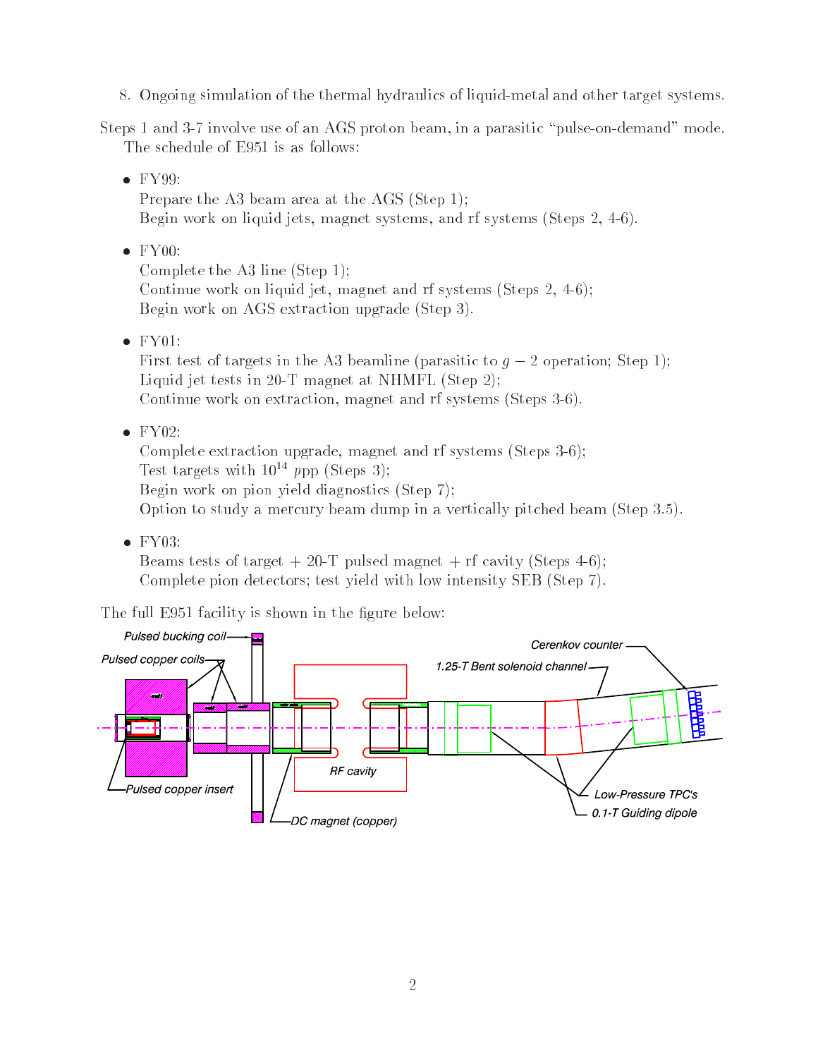8. Ongoing simulation of the thermal hydraulics of liquid-metal and other target systems.

Steps 1 and 3-7 involve use of an AGS proton beam, in a parasitic "pulse-on-demand" mode.
The schedule of E951 is as follows:

- FY99:
  Prepare the A3 beam area at the AGS (Step 1);
  Begin work on liquid jets, magnet systems, and rf systems (Steps 2, 4-6).

- FY00:
  Complete the A3 line (Step 1);
  Continue work on liquid jet, magnet and rf systems (Steps 2, 4-6);
  Begin work on AGS extraction upgrade (Step 3).

- FY01:
  First test of targets in the A3 beamline (parasitic to $g-2$ operation; Step 1);
  Liquid jet tests in 20-T magnet at NHMFL (Step 2);
  Continue work on extraction, magnet and rf systems (Steps 3-6).

- FY02:
  Complete extraction upgrade, magnet and rf systems (Steps 3-6);
  Test targets with $10^{14}$ ppp (Steps 3);
  Begin work on pion yield diagnostics (Step 7);
  Option to study a mercury beam dump in a vertically pitched beam (Step 3.5).

- FY03:
  Beams tests of target + 20-T pulsed magnet + rf cavity (Steps 4-6);
  Complete pion detectors; test yield with low intensity SEB (Step 7).

The full E951 facility is shown in the figure below:

Pulsed bucking coil
Pulsed copper coils
Pulsed copper insert
RF cavity
DC magnet (copper)
1.25-T Bent solenoid channel
Cerenkov counter
Low-Pressure TPC's
0.1-T Guiding dipole